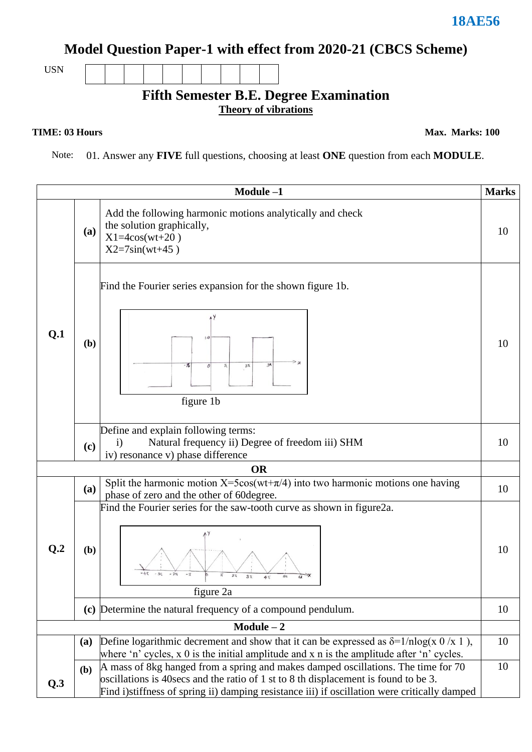18AE56

# Model Question Paper-1 with effect from 2020-21 (CBCS Scheme)

USN

## Fifth Semester B.E. Degree Examination

**Theory of vibrations**

**TIME: 03 Hours** **Max. Marks: 100**

Note: 01. Answer any **FIVE** full questions, choosing at least **ONE** question from each **MODULE**.

| | | Module –1 | Marks |
|---|---|---|---|
| Q.1 | (a) | Add the following harmonic motions analytically and check the solution graphically, $X1=4\cos(wt+20)$ $X2=7\sin(wt+45)$ | 10 |
| | (b) | Find the Fourier series expansion for the shown figure 1b. figure 1b | 10 |
| | (c) | Define and explain following terms: i) Natural frequency ii) Degree of freedom iii) SHM iv) resonance v) phase difference | 10 |
| | | **OR** | |
| Q.2 | (a) | Split the harmonic motion $X=5\cos(wt+\pi/4)$ into two harmonic motions one having phase of zero and the other of 60degree. | 10 |
| | (b) | Find the Fourier series for the saw-tooth curve as shown in figure2a. figure 2a | 10 |
| | (c) | Determine the natural frequency of a compound pendulum. | 10 |
| | | **Module – 2** | |
| Q.3 | (a) | Define logarithmic decrement and show that it can be expressed as $\delta=1/n\log(x_0/x_1)$, where 'n' cycles, $x_0$ is the initial amplitude and $x_n$ is the amplitude after 'n' cycles. | 10 |
| | (b) | A mass of 8kg hanged from a spring and makes damped oscillations. The time for 70 oscillations is 40secs and the ratio of 1 st to 8 th displacement is found to be 3. Find i)stiffness of spring ii) damping resistance iii) if oscillation were critically damped | 10 |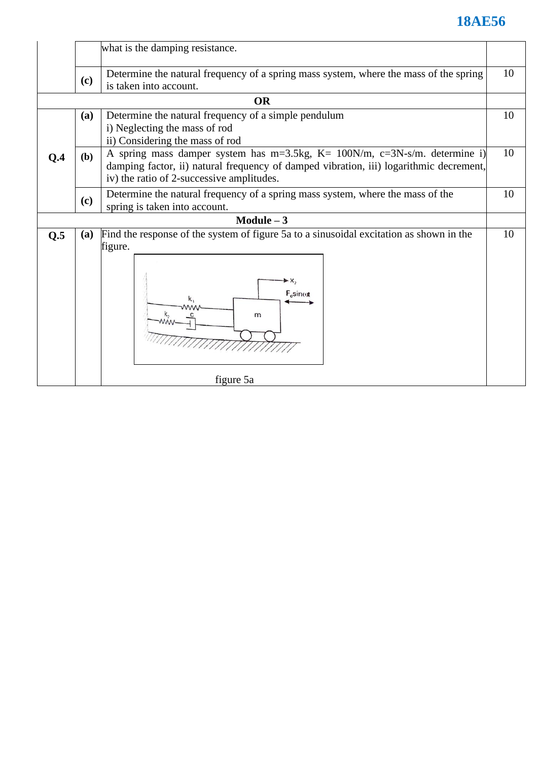| | | | |
|---|---|---|---|
| | | what is the damping resistance. | |
| | **(c)** | Determine the natural frequency of a spring mass system, where the mass of the spring is taken into account. | 10 |
| | | **OR** | |
| **Q.4** | **(a)** | Determine the natural frequency of a simple pendulum<br>i) Neglecting the mass of rod<br>ii) Considering the mass of rod | 10 |
| | **(b)** | A spring mass damper system has m=3.5kg, K= 100N/m, c=3N-s/m. determine i) damping factor, ii) natural frequency of damped vibration, iii) logarithmic decrement, iv) the ratio of 2-successive amplitudes. | 10 |
| | **(c)** | Determine the natural frequency of a spring mass system, where the mass of the spring is taken into account. | 10 |
| | | **Module – 3** | |
| **Q.5** | **(a)** | Find the response of the system of figure 5a to a sinusoidal excitation as shown in the figure.<br><br>figure 5a | 10 |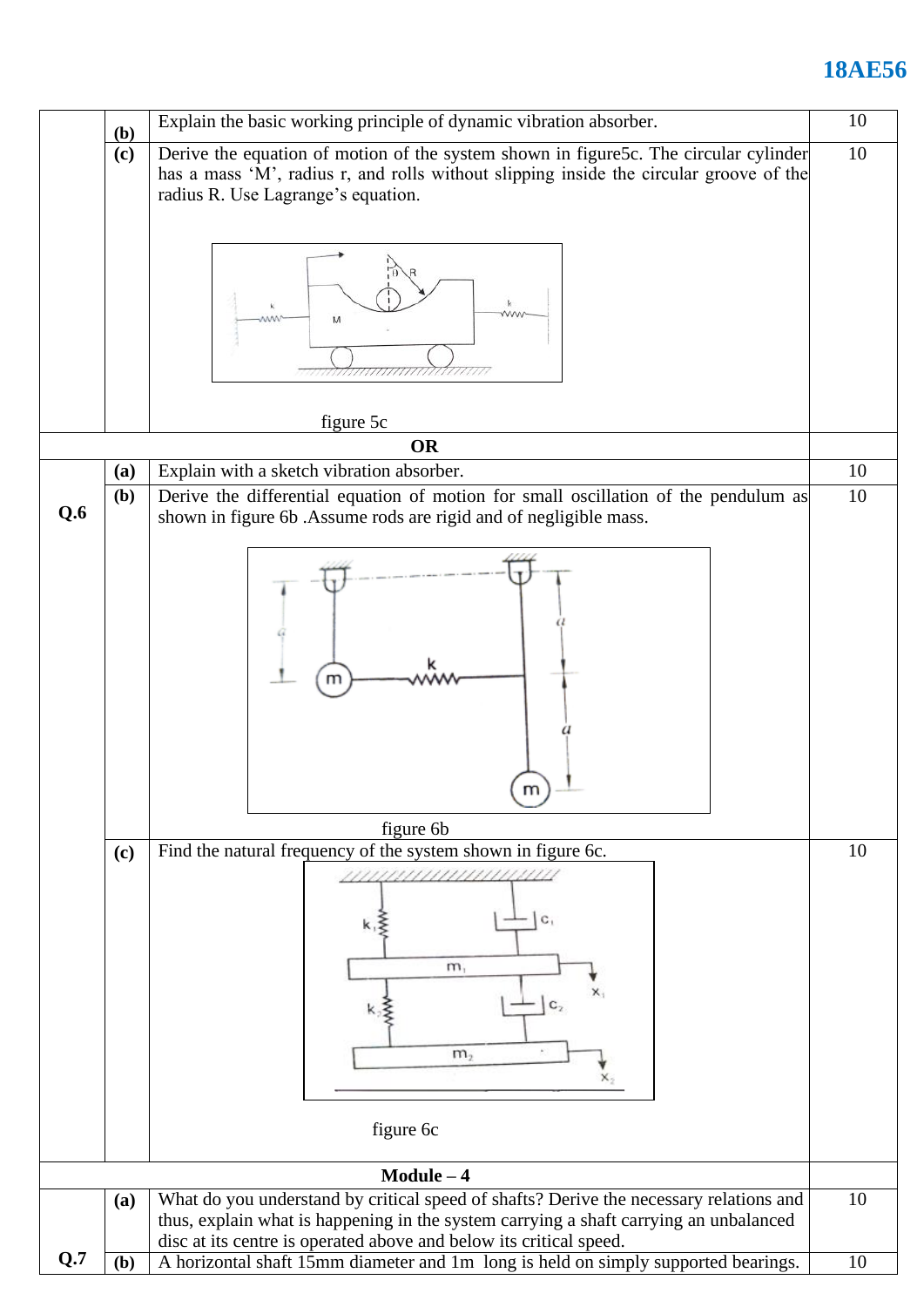| | | | |
|---|---|---|---|
| | (b) | Explain the basic working principle of dynamic vibration absorber. | 10 |
| | (c) | Derive the equation of motion of the system shown in figure5c. The circular cylinder has a mass 'M', radius r, and rolls without slipping inside the circular groove of the radius R. Use Lagrange's equation.<br><br>figure 5c | 10 |
| | | **OR** | |
| **Q.6** | (a) | Explain with a sketch vibration absorber. | 10 |
| | (b) | Derive the differential equation of motion for small oscillation of the pendulum as shown in figure 6b .Assume rods are rigid and of negligible mass.<br><br>figure 6b | 10 |
| | (c) | Find the natural frequency of the system shown in figure 6c.<br><br>figure 6c | 10 |
| | | **Module – 4** | |
| **Q.7** | (a) | What do you understand by critical speed of shafts? Derive the necessary relations and thus, explain what is happening in the system carrying a shaft carrying an unbalanced disc at its centre is operated above and below its critical speed. | 10 |
| | (b) | A horizontal shaft 15mm diameter and 1m long is held on simply supported bearings. | 10 |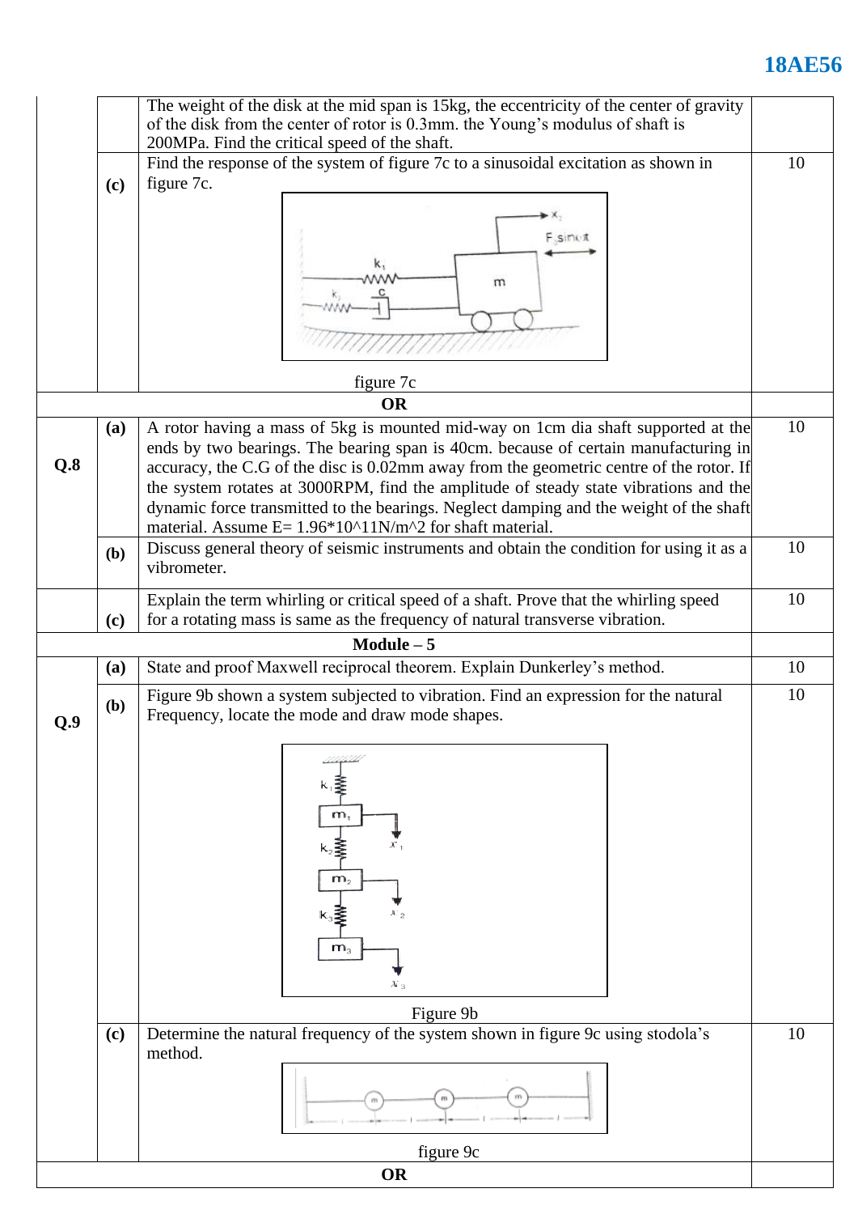| | | | |
|---|---|---|---|
| | | The weight of the disk at the mid span is 15kg, the eccentricity of the center of gravity of the disk from the center of rotor is 0.3mm. the Young's modulus of shaft is 200MPa. Find the critical speed of the shaft. | |
| | (c) | Find the response of the system of figure 7c to a sinusoidal excitation as shown in figure 7c. <br><br> figure 7c | 10 |
| | | **OR** | |
| **Q.8** | (a) | A rotor having a mass of 5kg is mounted mid-way on 1cm dia shaft supported at the ends by two bearings. The bearing span is 40cm. because of certain manufacturing in accuracy, the C.G of the disc is 0.02mm away from the geometric centre of the rotor. If the system rotates at 3000RPM, find the amplitude of steady state vibrations and the dynamic force transmitted to the bearings. Neglect damping and the weight of the shaft material. Assume E= $1.96*10^{11}N/m^{2}$ for shaft material. | 10 |
| | (b) | Discuss general theory of seismic instruments and obtain the condition for using it as a vibrometer. | 10 |
| | (c) | Explain the term whirling or critical speed of a shaft. Prove that the whirling speed for a rotating mass is same as the frequency of natural transverse vibration. | 10 |
| | | **Module – 5** | |
| **Q.9** | (a) | State and proof Maxwell reciprocal theorem. Explain Dunkerley's method. | 10 |
| | (b) | Figure 9b shown a system subjected to vibration. Find an expression for the natural Frequency, locate the mode and draw mode shapes. <br><br> Figure 9b | 10 |
| | (c) | Determine the natural frequency of the system shown in figure 9c using stodola's method. <br><br> figure 9c | 10 |
| | | **OR** | |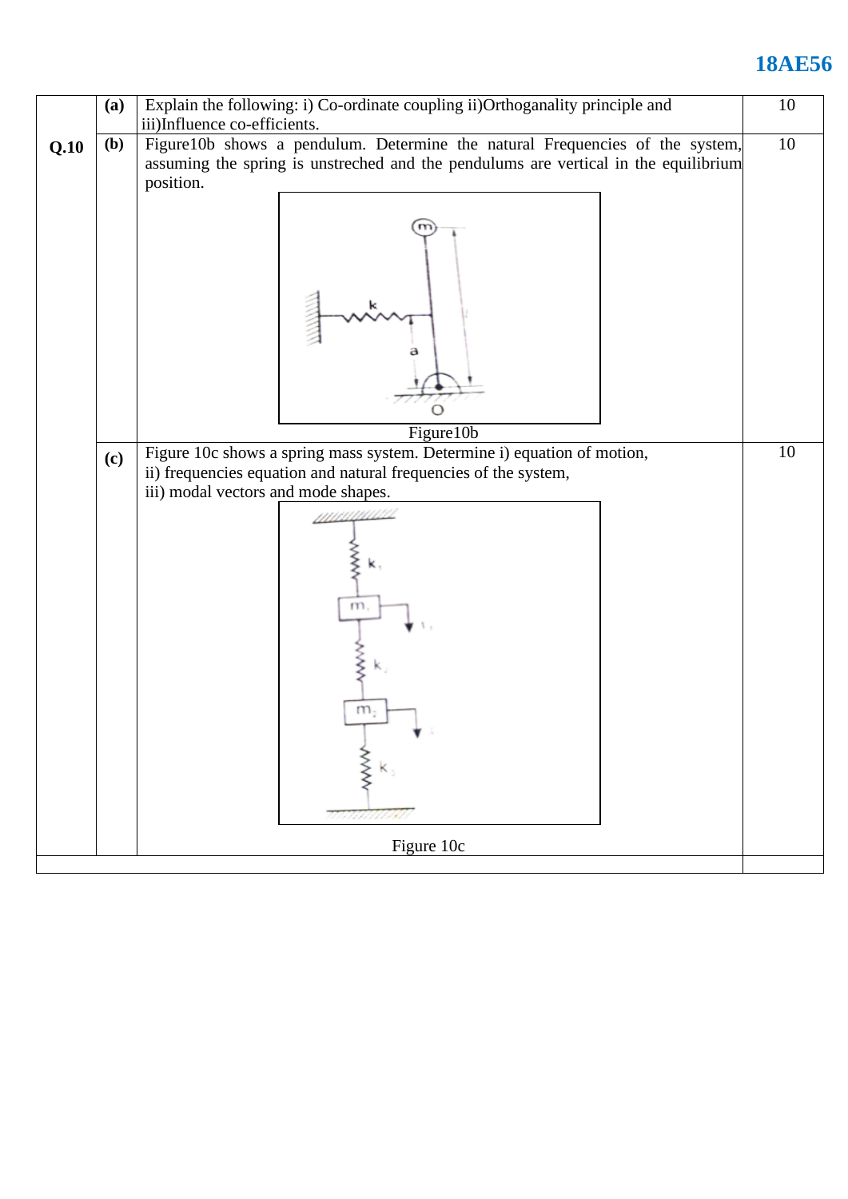| | | | |
|---|---|---|---|
| **Q.10** | **(a)** | Explain the following: i) Co-ordinate coupling ii)Orthoganality principle and iii)Influence co-efficients. | 10 |
| | **(b)** | Figure10b shows a pendulum. Determine the natural Frequencies of the system, assuming the spring is unstreched and the pendulums are vertical in the equilibrium position. <br> Figure10b | 10 |
| | **(c)** | Figure 10c shows a spring mass system. Determine i) equation of motion, ii) frequencies equation and natural frequencies of the system, iii) modal vectors and mode shapes. <br> Figure 10c | 10 |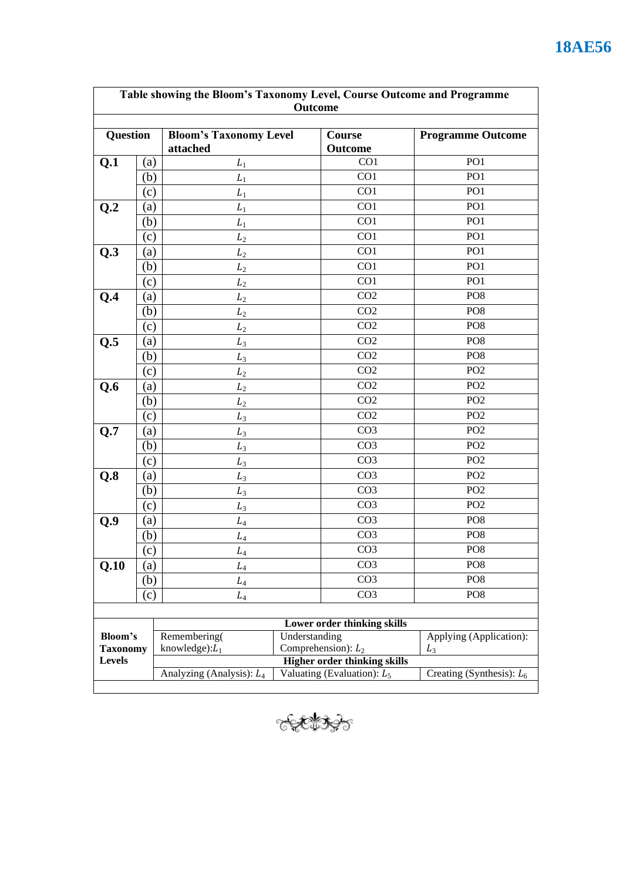**Table showing the Bloom's Taxonomy Level, Course Outcome and Programme Outcome**

| Question | | Bloom's Taxonomy Level attached | Course Outcome | Programme Outcome |
|---|---|---|---|---|
| **Q.1** | (a) | $L_1$ | CO1 | PO1 |
| | (b) | $L_1$ | CO1 | PO1 |
| | (c) | $L_1$ | CO1 | PO1 |
| **Q.2** | (a) | $L_1$ | CO1 | PO1 |
| | (b) | $L_1$ | CO1 | PO1 |
| | (c) | $L_2$ | CO1 | PO1 |
| **Q.3** | (a) | $L_2$ | CO1 | PO1 |
| | (b) | $L_2$ | CO1 | PO1 |
| | (c) | $L_2$ | CO1 | PO1 |
| **Q.4** | (a) | $L_2$ | CO2 | PO8 |
| | (b) | $L_2$ | CO2 | PO8 |
| | (c) | $L_2$ | CO2 | PO8 |
| **Q.5** | (a) | $L_3$ | CO2 | PO8 |
| | (b) | $L_3$ | CO2 | PO8 |
| | (c) | $L_2$ | CO2 | PO2 |
| **Q.6** | (a) | $L_2$ | CO2 | PO2 |
| | (b) | $L_2$ | CO2 | PO2 |
| | (c) | $L_3$ | CO2 | PO2 |
| **Q.7** | (a) | $L_3$ | CO3 | PO2 |
| | (b) | $L_3$ | CO3 | PO2 |
| | (c) | $L_3$ | CO3 | PO2 |
| **Q.8** | (a) | $L_3$ | CO3 | PO2 |
| | (b) | $L_3$ | CO3 | PO2 |
| | (c) | $L_3$ | CO3 | PO2 |
| **Q.9** | (a) | $L_4$ | CO3 | PO8 |
| | (b) | $L_4$ | CO3 | PO8 |
| | (c) | $L_4$ | CO3 | PO8 |
| **Q.10** | (a) | $L_4$ | CO3 | PO8 |
| | (b) | $L_4$ | CO3 | PO8 |
| | (c) | $L_4$ | CO3 | PO8 |

| **Bloom's Taxonomy Levels** | **Lower order thinking skills** | | |
|---|---|---|---|
| | Remembering( knowledge):$L_1$ | Understanding Comprehension): $L_2$ | Applying (Application): $L_3$ |
| | **Higher order thinking skills** | | |
| | Analyzing (Analysis): $L_4$ | Valuating (Evaluation): $L_5$ | Creating (Synthesis): $L_6$ |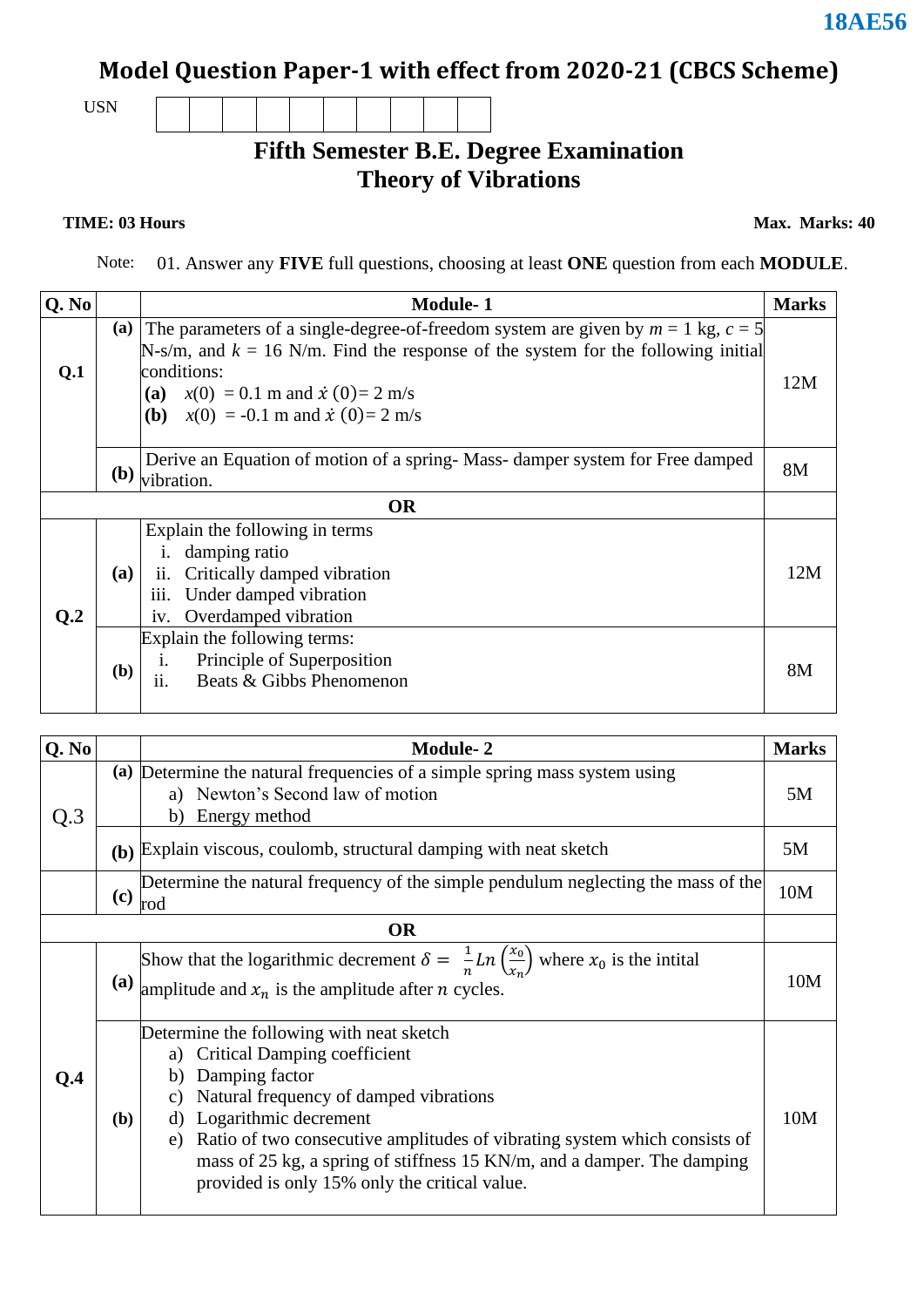18AE56

# Model Question Paper-1 with effect from 2020-21 (CBCS Scheme)

USN | | | | | | | | | | |

## Fifth Semester B.E. Degree Examination
## Theory of Vibrations

**TIME: 03 Hours** **Max. Marks: 40**

Note: 01. Answer any **FIVE** full questions, choosing at least **ONE** question from each **MODULE**.

| Q. No | | Module- 1 | Marks |
|---|---|---|---|
| **Q.1** | **(a)** | The parameters of a single-degree-of-freedom system are given by $m$ = 1 kg, $c$ = 5 N-s/m, and $k$ = 16 N/m. Find the response of the system for the following initial conditions: **(a)** $x(0)$ = 0.1 m and $\dot{x}(0)$ = 2 m/s **(b)** $x(0)$ = -0.1 m and $\dot{x}(0)$ = 2 m/s | 12M |
| | **(b)** | Derive an Equation of motion of a spring- Mass- damper system for Free damped vibration. | 8M |
| | | **OR** | |
| **Q.2** | **(a)** | Explain the following in terms i. damping ratio ii. Critically damped vibration iii. Under damped vibration iv. Overdamped vibration | 12M |
| | **(b)** | Explain the following terms: i. Principle of Superposition ii. Beats & Gibbs Phenomenon | 8M |

| Q. No | | Module- 2 | Marks |
|---|---|---|---|
| Q.3 | **(a)** | Determine the natural frequencies of a simple spring mass system using a) Newton's Second law of motion b) Energy method | 5M |
| | **(b)** | Explain viscous, coulomb, structural damping with neat sketch | 5M |
| | **(c)** | Determine the natural frequency of the simple pendulum neglecting the mass of the rod | 10M |
| | | **OR** | |
| **Q.4** | **(a)** | Show that the logarithmic decrement $\delta = \frac{1}{n} Ln\left(\frac{x_0}{x_n}\right)$ where $x_0$ is the intital amplitude and $x_n$ is the amplitude after $n$ cycles. | 10M |
| | **(b)** | Determine the following with neat sketch a) Critical Damping coefficient b) Damping factor c) Natural frequency of damped vibrations d) Logarithmic decrement e) Ratio of two consecutive amplitudes of vibrating system which consists of mass of 25 kg, a spring of stiffness 15 KN/m, and a damper. The damping provided is only 15% only the critical value. | 10M |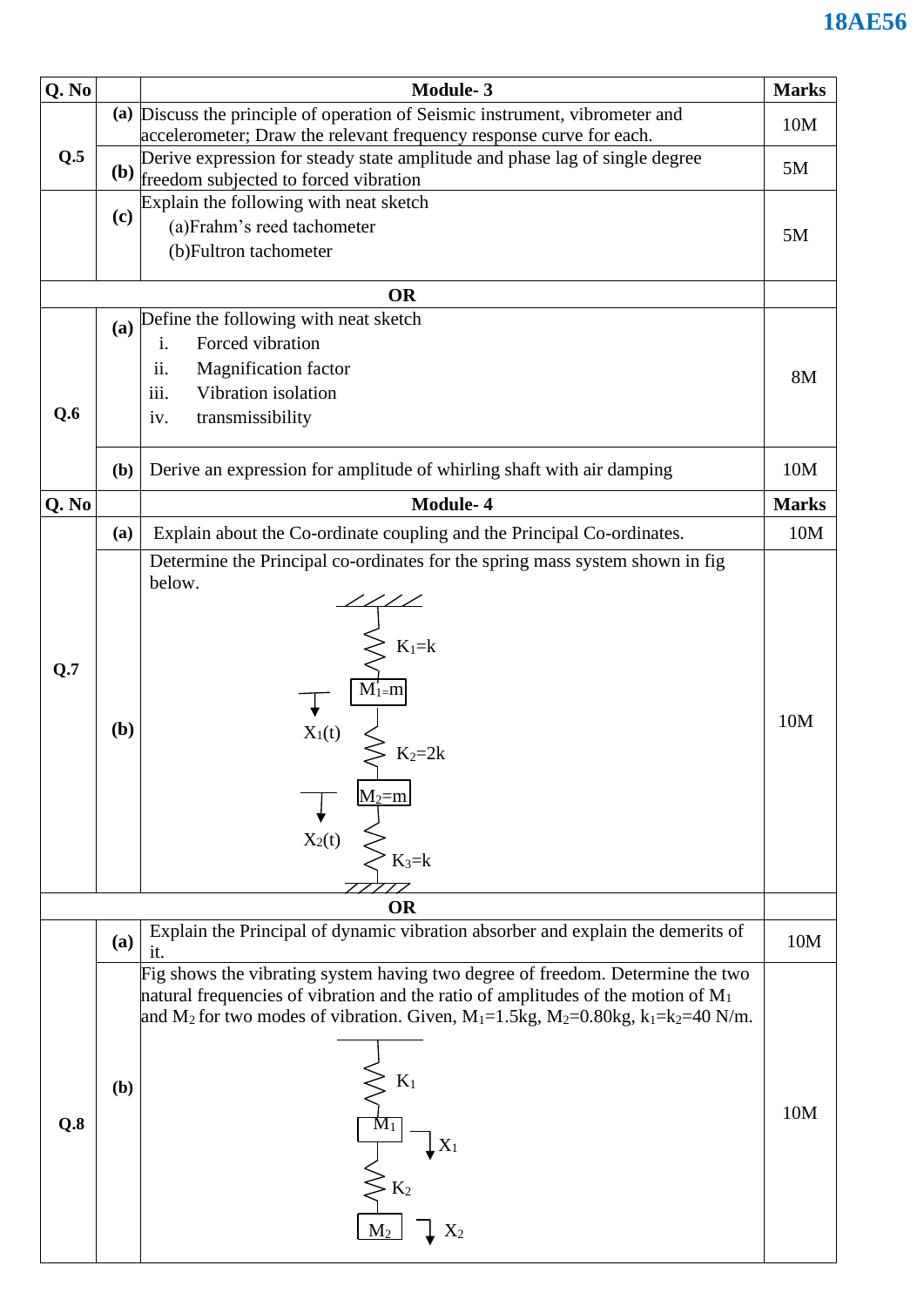| Q. No | | Module- 3 | Marks |
|---|---|---|---|
| Q.5 | (a) | Discuss the principle of operation of Seismic instrument, vibrometer and accelerometer; Draw the relevant frequency response curve for each. | 10M |
| | (b) | Derive expression for steady state amplitude and phase lag of single degree freedom subjected to forced vibration | 5M |
| | (c) | Explain the following with neat sketch<br>(a)Frahm's reed tachometer<br>(b)Fultron tachometer | 5M |
| | | **OR** | |
| Q.6 | (a) | Define the following with neat sketch<br>i. Forced vibration<br>ii. Magnification factor<br>iii. Vibration isolation<br>iv. transmissibility | 8M |
| | (b) | Derive an expression for amplitude of whirling shaft with air damping | 10M |

| Q. No | | Module- 4 | Marks |
|---|---|---|---|
| Q.7 | (a) | Explain about the Co-ordinate coupling and the Principal Co-ordinates. | 10M |
| | (b) | Determine the Principal co-ordinates for the spring mass system shown in fig below.<br>(Figure: $K_1=k$, $M_1=m$, $X_1(t)$, $K_2=2k$, $M_2=m$, $X_2(t)$, $K_3=k$) | 10M |
| | | **OR** | |
| Q.8 | (a) | Explain the Principal of dynamic vibration absorber and explain the demerits of it. | 10M |
| | (b) | Fig shows the vibrating system having two degree of freedom. Determine the two natural frequencies of vibration and the ratio of amplitudes of the motion of $M_1$ and $M_2$ for two modes of vibration. Given, $M_1$=1.5kg, $M_2$=0.80kg, $k_1$=$k_2$=40 N/m.<br>(Figure: $K_1$, $M_1$, $X_1$, $K_2$, $M_2$, $X_2$) | 10M |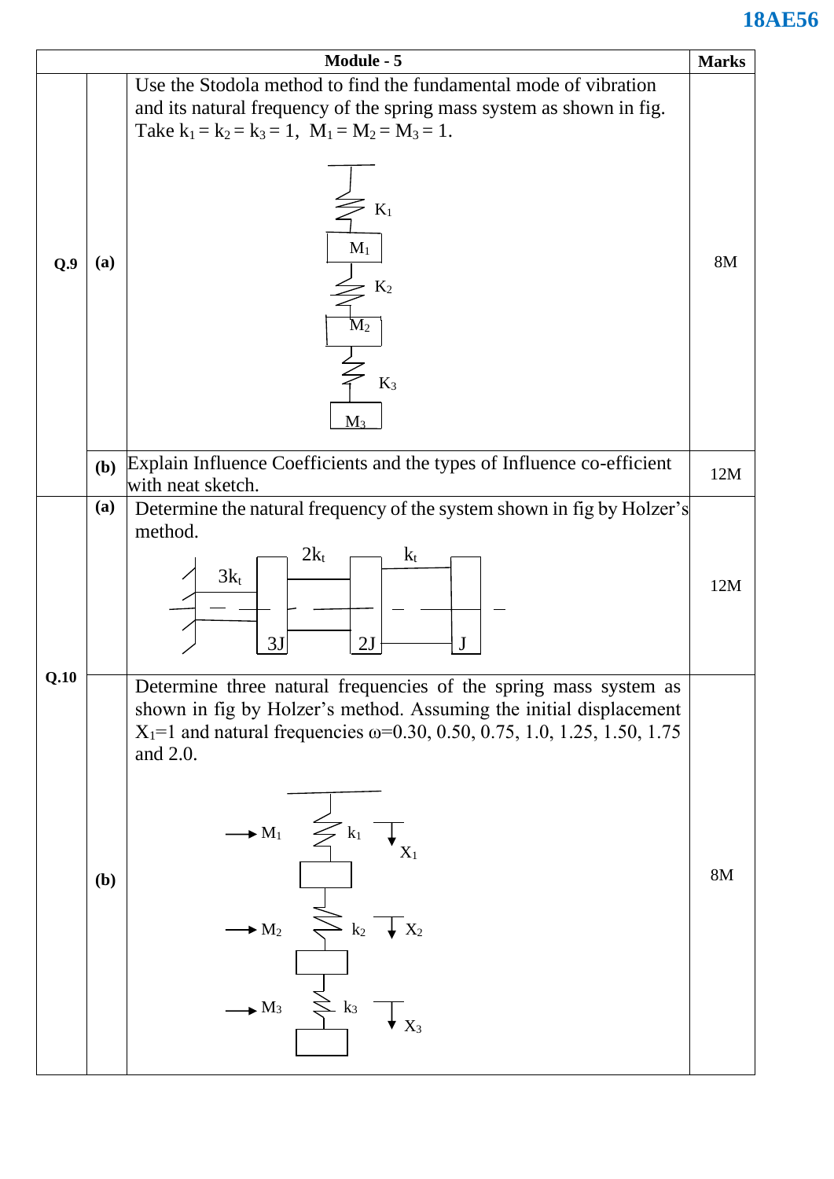| Module - 5 | | | Marks |
|---|---|---|---|
| Q.9 | (a) | Use the Stodola method to find the fundamental mode of vibration and its natural frequency of the spring mass system as shown in fig. Take $k_1 = k_2 = k_3 = 1$, $M_1 = M_2 = M_3 = 1$. | 8M |
| | (b) | Explain Influence Coefficients and the types of Influence co-efficient with neat sketch. | 12M |
| Q.10 | (a) | Determine the natural frequency of the system shown in fig by Holzer's method. | 12M |
| | (b) | Determine three natural frequencies of the spring mass system as shown in fig by Holzer's method. Assuming the initial displacement $X_1$=1 and natural frequencies ω=0.30, 0.50, 0.75, 1.0, 1.25, 1.50, 1.75 and 2.0. | 8M |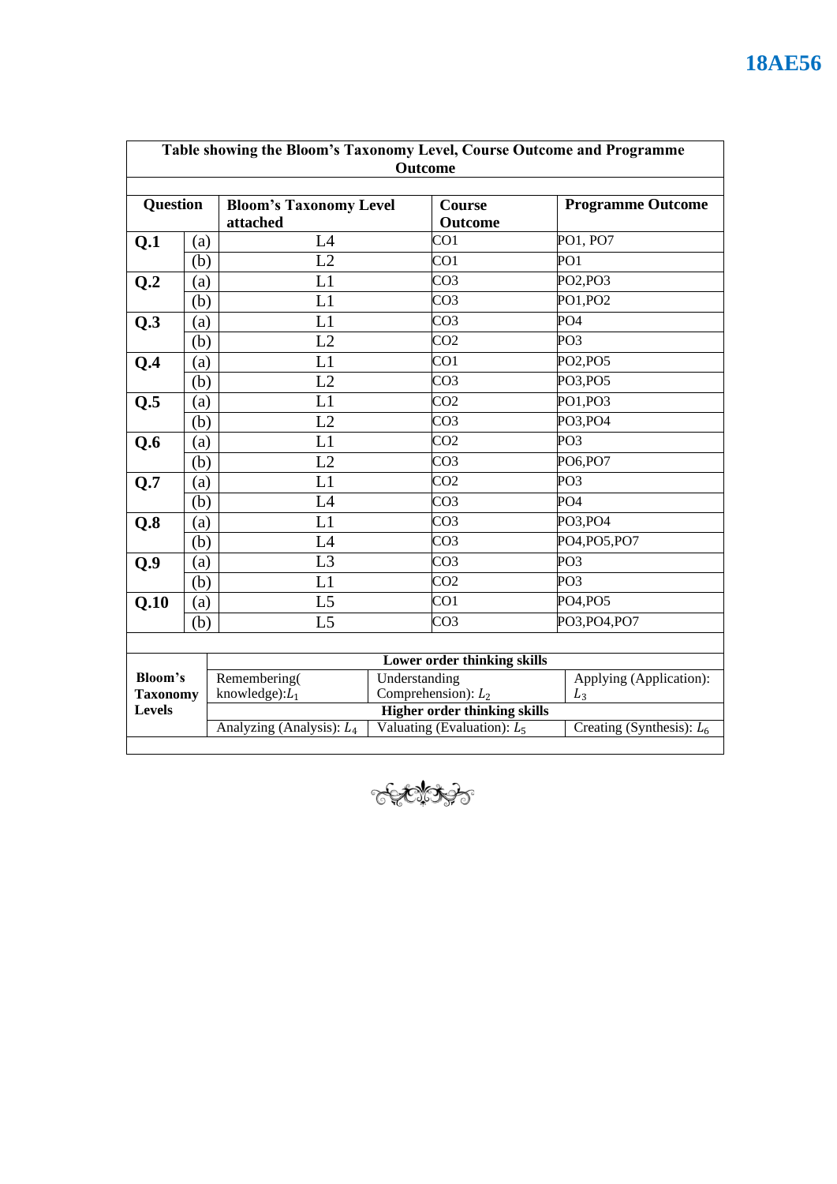**Table showing the Bloom's Taxonomy Level, Course Outcome and Programme Outcome**

| Question | | Bloom's Taxonomy Level attached | Course Outcome | Programme Outcome |
|---|---|---|---|---|
| **Q.1** | (a) | L4 | CO1 | PO1, PO7 |
| | (b) | L2 | CO1 | PO1 |
| **Q.2** | (a) | L1 | CO3 | PO2,PO3 |
| | (b) | L1 | CO3 | PO1,PO2 |
| **Q.3** | (a) | L1 | CO3 | PO4 |
| | (b) | L2 | CO2 | PO3 |
| **Q.4** | (a) | L1 | CO1 | PO2,PO5 |
| | (b) | L2 | CO3 | PO3,PO5 |
| **Q.5** | (a) | L1 | CO2 | PO1,PO3 |
| | (b) | L2 | CO3 | PO3,PO4 |
| **Q.6** | (a) | L1 | CO2 | PO3 |
| | (b) | L2 | CO3 | PO6,PO7 |
| **Q.7** | (a) | L1 | CO2 | PO3 |
| | (b) | L4 | CO3 | PO4 |
| **Q.8** | (a) | L1 | CO3 | PO3,PO4 |
| | (b) | L4 | CO3 | PO4,PO5,PO7 |
| **Q.9** | (a) | L3 | CO3 | PO3 |
| | (b) | L1 | CO2 | PO3 |
| **Q.10** | (a) | L5 | CO1 | PO4,PO5 |
| | (b) | L5 | CO3 | PO3,PO4,PO7 |

| | | | |
|---|---|---|---|
| **Bloom's Taxonomy Levels** | **Lower order thinking skills** | | |
| | Remembering( knowledge): $L_1$ | Understanding Comprehension): $L_2$ | Applying (Application): $L_3$ |
| | **Higher order thinking skills** | | |
| | Analyzing (Analysis): $L_4$ | Valuating (Evaluation): $L_5$ | Creating (Synthesis): $L_6$ |